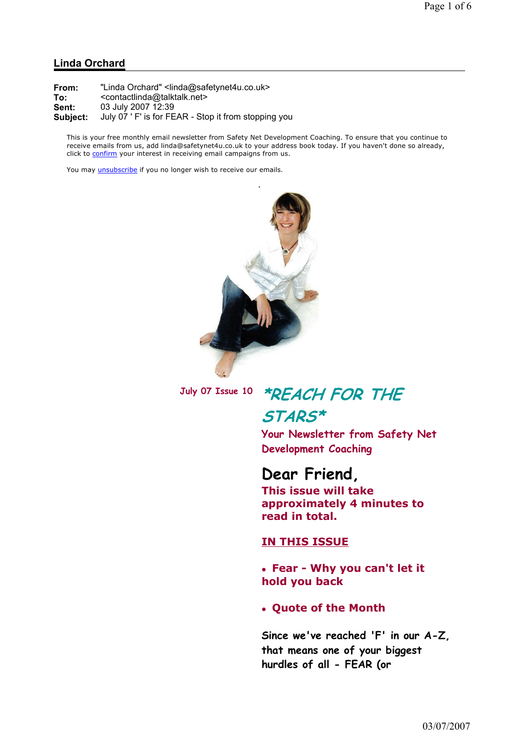## Linda Orchard

**From:** "Linda Orchard" <linda@safetynet4u.co.uk>
**To:** <contactlinda@talktalk.net>
**Sent:** 03 July 2007 12:39
**Subject:** July 07 ' F' is for FEAR - Stop it from stopping you

This is your free monthly email newsletter from Safety Net Development Coaching. To ensure that you continue to receive emails from us, add linda@safetynet4u.co.uk to your address book today. If you haven't done so already, click to confirm your interest in receiving email campaigns from us.

You may unsubscribe if you no longer wish to receive our emails.

July 07 Issue 10

# *REACH FOR THE STARS*

### Your Newsletter from Safety Net Development Coaching

## Dear Friend,

**This issue will take approximately 4 minutes to read in total.**

**IN THIS ISSUE**

- **Fear - Why you can't let it hold you back**
- **Quote of the Month**

Since we've reached 'F' in our A-Z, that means one of your biggest hurdles of all - FEAR (or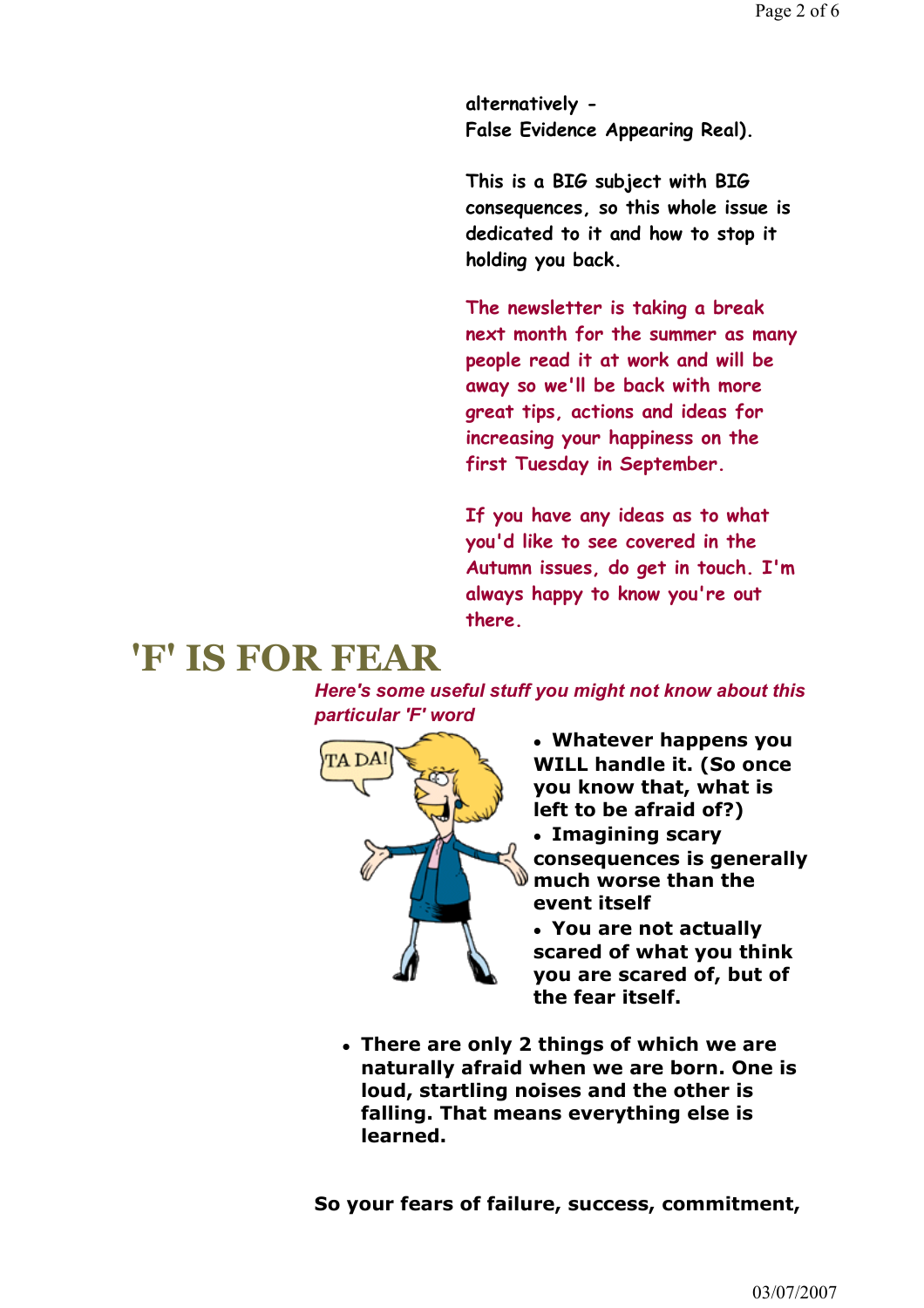alternatively -
False Evidence Appearing Real).

This is a BIG subject with BIG consequences, so this whole issue is dedicated to it and how to stop it holding you back.

The newsletter is taking a break next month for the summer as many people read it at work and will be away so we'll be back with more great tips, actions and ideas for increasing your happiness on the first Tuesday in September.

If you have any ideas as to what you'd like to see covered in the Autumn issues, do get in touch. I'm always happy to know you're out there.

# 'F' IS FOR FEAR

***Here's some useful stuff you might not know about this particular 'F' word***

- **Whatever happens you WILL handle it. (So once you know that, what is left to be afraid of?)**
- **Imagining scary consequences is generally much worse than the event itself**
- **You are not actually scared of what you think you are scared of, but of the fear itself.**
- **There are only 2 things of which we are naturally afraid when we are born. One is loud, startling noises and the other is falling. That means everything else is learned.**

**So your fears of failure, success, commitment,**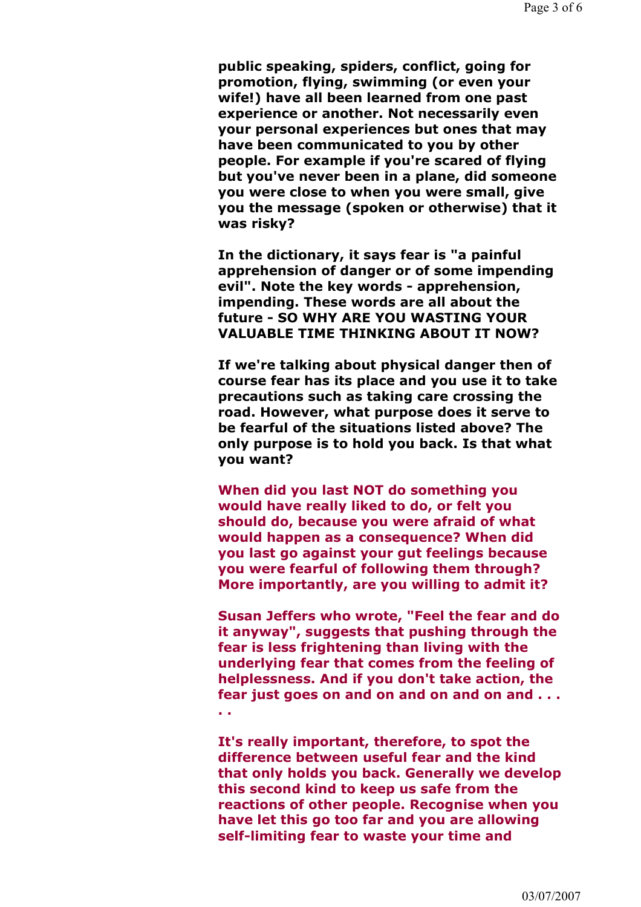**public speaking, spiders, conflict, going for promotion, flying, swimming (or even your wife!) have all been learned from one past experience or another. Not necessarily even your personal experiences but ones that may have been communicated to you by other people. For example if you're scared of flying but you've never been in a plane, did someone you were close to when you were small, give you the message (spoken or otherwise) that it was risky?**

**In the dictionary, it says fear is "a painful apprehension of danger or of some impending evil". Note the key words - apprehension, impending. These words are all about the future - SO WHY ARE YOU WASTING YOUR VALUABLE TIME THINKING ABOUT IT NOW?**

**If we're talking about physical danger then of course fear has its place and you use it to take precautions such as taking care crossing the road. However, what purpose does it serve to be fearful of the situations listed above? The only purpose is to hold you back. Is that what you want?**

**When did you last NOT do something you would have really liked to do, or felt you should do, because you were afraid of what would happen as a consequence? When did you last go against your gut feelings because you were fearful of following them through? More importantly, are you willing to admit it?**

**Susan Jeffers who wrote, "Feel the fear and do it anyway", suggests that pushing through the fear is less frightening than living with the underlying fear that comes from the feeling of helplessness. And if you don't take action, the fear just goes on and on and on and on and . . . . .**

**It's really important, therefore, to spot the difference between useful fear and the kind that only holds you back. Generally we develop this second kind to keep us safe from the reactions of other people. Recognise when you have let this go too far and you are allowing self-limiting fear to waste your time and**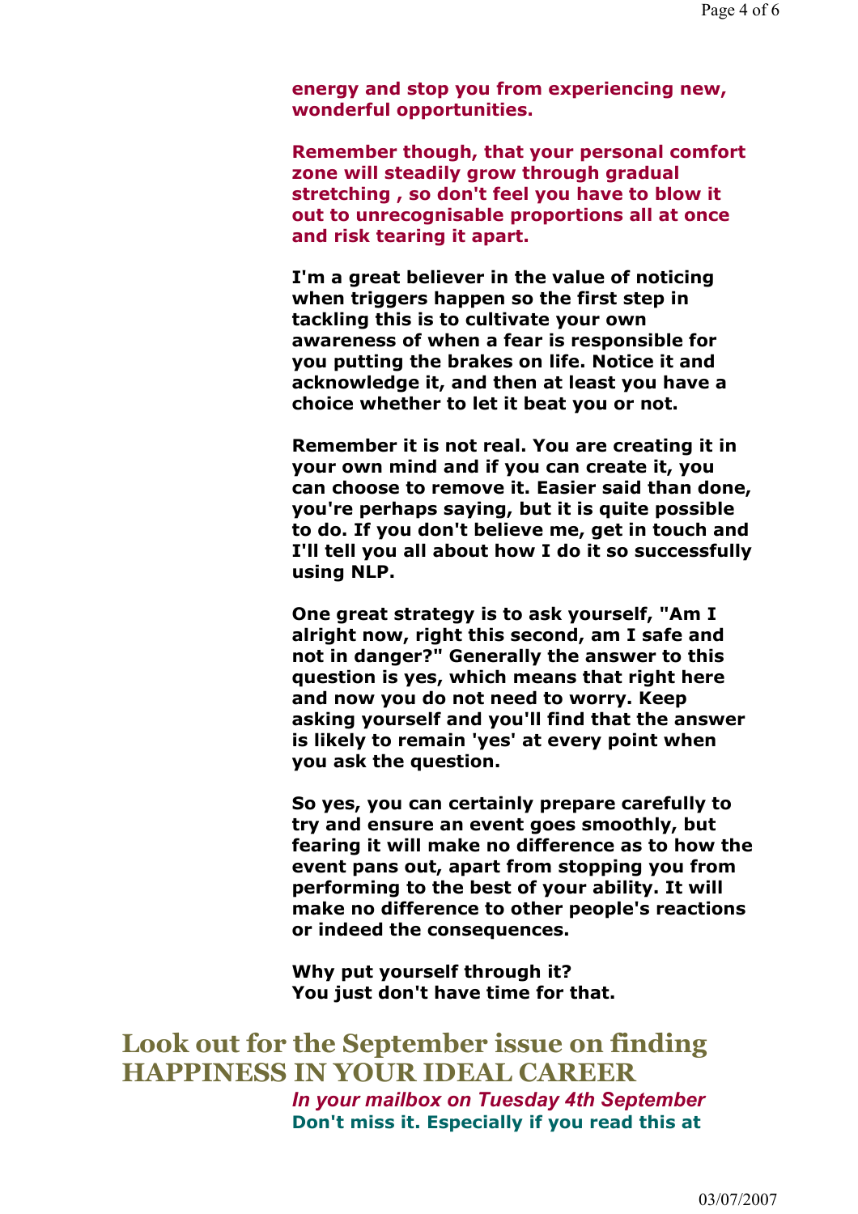**energy and stop you from experiencing new, wonderful opportunities.**

**Remember though, that your personal comfort zone will steadily grow through gradual stretching , so don't feel you have to blow it out to unrecognisable proportions all at once and risk tearing it apart.**

**I'm a great believer in the value of noticing when triggers happen so the first step in tackling this is to cultivate your own awareness of when a fear is responsible for you putting the brakes on life. Notice it and acknowledge it, and then at least you have a choice whether to let it beat you or not.**

**Remember it is not real. You are creating it in your own mind and if you can create it, you can choose to remove it. Easier said than done, you're perhaps saying, but it is quite possible to do. If you don't believe me, get in touch and I'll tell you all about how I do it so successfully using NLP.**

**One great strategy is to ask yourself, "Am I alright now, right this second, am I safe and not in danger?" Generally the answer to this question is yes, which means that right here and now you do not need to worry. Keep asking yourself and you'll find that the answer is likely to remain 'yes' at every point when you ask the question.**

**So yes, you can certainly prepare carefully to try and ensure an event goes smoothly, but fearing it will make no difference as to how the event pans out, apart from stopping you from performing to the best of your ability. It will make no difference to other people's reactions or indeed the consequences.**

**Why put yourself through it?**
**You just don't have time for that.**

## Look out for the September issue on finding HAPPINESS IN YOUR IDEAL CAREER

***In your mailbox on Tuesday 4th September***

**Don't miss it. Especially if you read this at**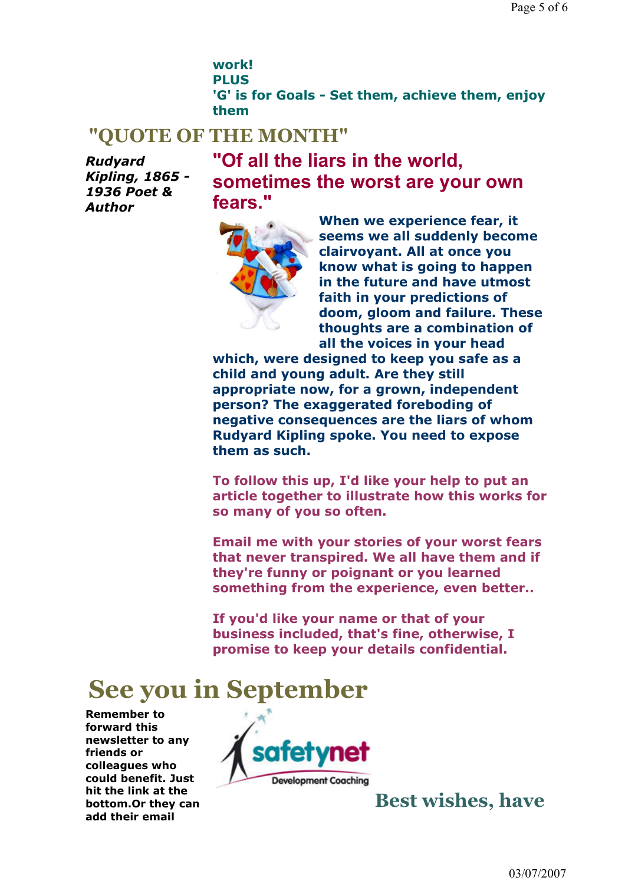**work!**
**PLUS**
**'G' is for Goals - Set them, achieve them, enjoy them**

## "QUOTE OF THE MONTH"

***Rudyard Kipling, 1865 - 1936 Poet & Author***

### "Of all the liars in the world, sometimes the worst are your own fears."

**When we experience fear, it seems we all suddenly become clairvoyant. All at once you know what is going to happen in the future and have utmost faith in your predictions of doom, gloom and failure. These thoughts are a combination of all the voices in your head which, were designed to keep you safe as a child and young adult. Are they still appropriate now, for a grown, independent person? The exaggerated foreboding of negative consequences are the liars of whom Rudyard Kipling spoke. You need to expose them as such.**

**To follow this up, I'd like your help to put an article together to illustrate how this works for so many of you so often.**

**Email me with your stories of your worst fears that never transpired. We all have them and if they're funny or poignant or you learned something from the experience, even better..**

**If you'd like your name or that of your business included, that's fine, otherwise, I promise to keep your details confidential.**

# See you in September

**Remember to forward this newsletter to any friends or colleagues who could benefit. Just hit the link at the bottom.Or they can add their email**

safetynet Development Coaching

## Best wishes, have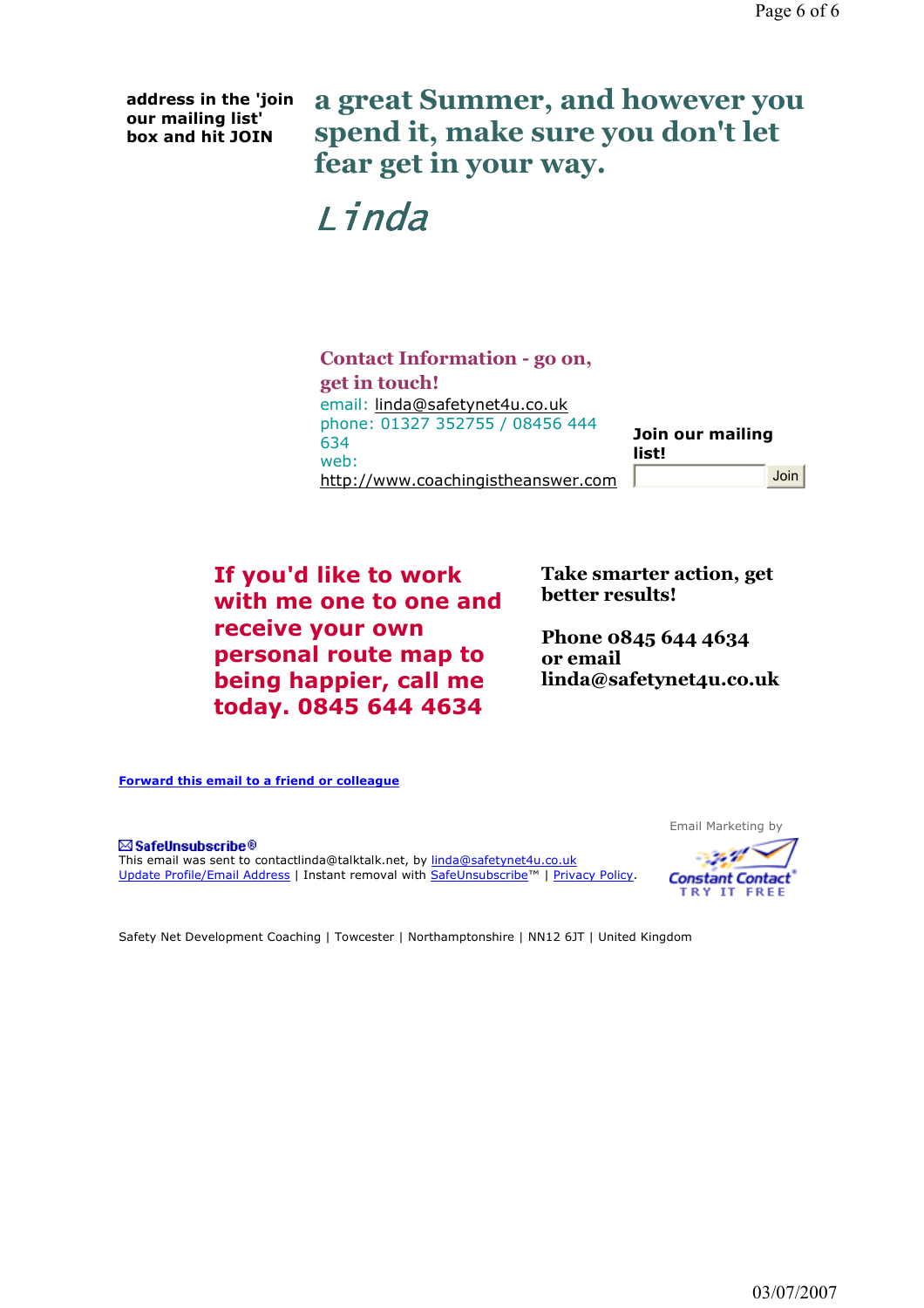**address in the 'join our mailing list' box and hit JOIN**

## a great Summer, and however you spend it, make sure you don't let fear get in your way.

*Linda*

### Contact Information - go on, get in touch!

email: linda@safetynet4u.co.uk
phone: 01327 352755 / 08456 444 634
web: http://www.coachingistheanswer.com

**Join our mailing list!**

Join

**If you'd like to work with me one to one and receive your own personal route map to being happier, call me today. 0845 644 4634**

**Take smarter action, get better results!**

**Phone 0845 644 4634 or email linda@safetynet4u.co.uk**

**Forward this email to a friend or colleague**

**SafeUnsubscribe®**
This email was sent to contactlinda@talktalk.net, by linda@safetynet4u.co.uk
Update Profile/Email Address | Instant removal with SafeUnsubscribe™ | Privacy Policy.

Email Marketing by
Constant Contact
TRY IT FREE

Safety Net Development Coaching | Towcester | Northamptonshire | NN12 6JT | United Kingdom